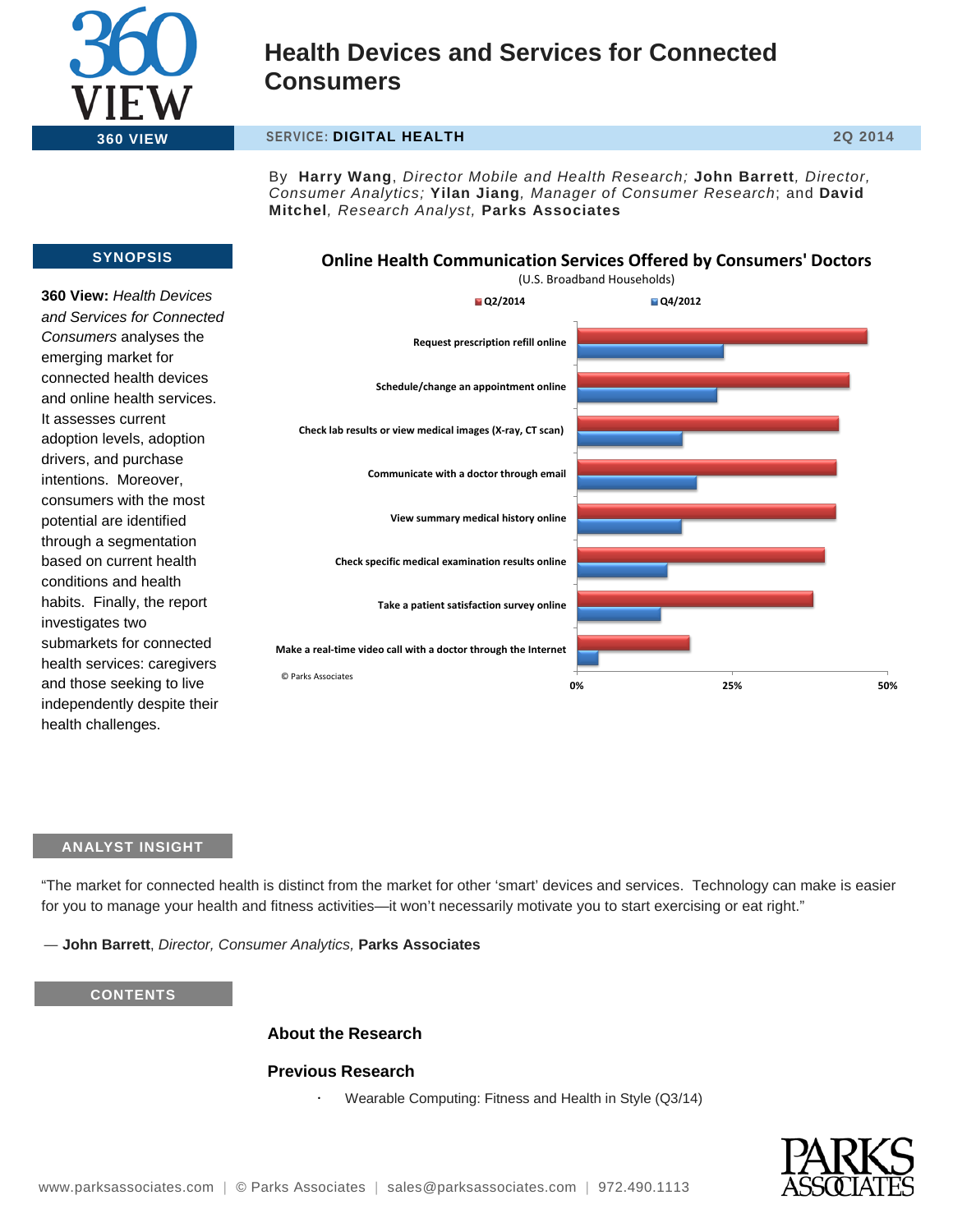# Health Devices and Services for Connected Consumers

**360 VIEW**

SERVICE: **DIGITAL HEALTH** — 2Q 2014

By **Harry Wang**, *Director Mobile and Health Research;* **John Barrett**, *Director, Consumer Analytics;* **Yilan Jiang**, *Manager of Consumer Research*; and **David Mitchel**, *Research Analyst,* **Parks Associates**

## SYNOPSIS

**360 View:** *Health Devices and Services for Connected Consumers* analyses the emerging market for connected health devices and online health services. It assesses current adoption levels, adoption drivers, and purchase intentions. Moreover, consumers with the most potential are identified through a segmentation based on current health conditions and health habits. Finally, the report investigates two submarkets for connected health services: caregivers and those seeking to live independently despite their health challenges.

**Online Health Communication Services Offered by Consumers' Doctors**

(U.S. Broadband Households)

Q2/2014 | Q4/2012

- Request prescription refill online
- Schedule/change an appointment online
- Check lab results or view medical images (X-ray, CT scan)
- Communicate with a doctor through email
- View summary medical history online
- Check specific medical examination results online
- Take a patient satisfaction survey online
- Make a real-time video call with a doctor through the Internet

0% | 25% | 50%

© Parks Associates

## ANALYST INSIGHT

"The market for connected health is distinct from the market for other 'smart' devices and services. Technology can make is easier for you to manage your health and fitness activities—it won't necessarily motivate you to start exercising or eat right."

— **John Barrett**, *Director, Consumer Analytics,* **Parks Associates**

## CONTENTS

### About the Research

### Previous Research

- Wearable Computing: Fitness and Health in Style (Q3/14)

www.parksassociates.com | © Parks Associates | sales@parksassociates.com | 972.490.1113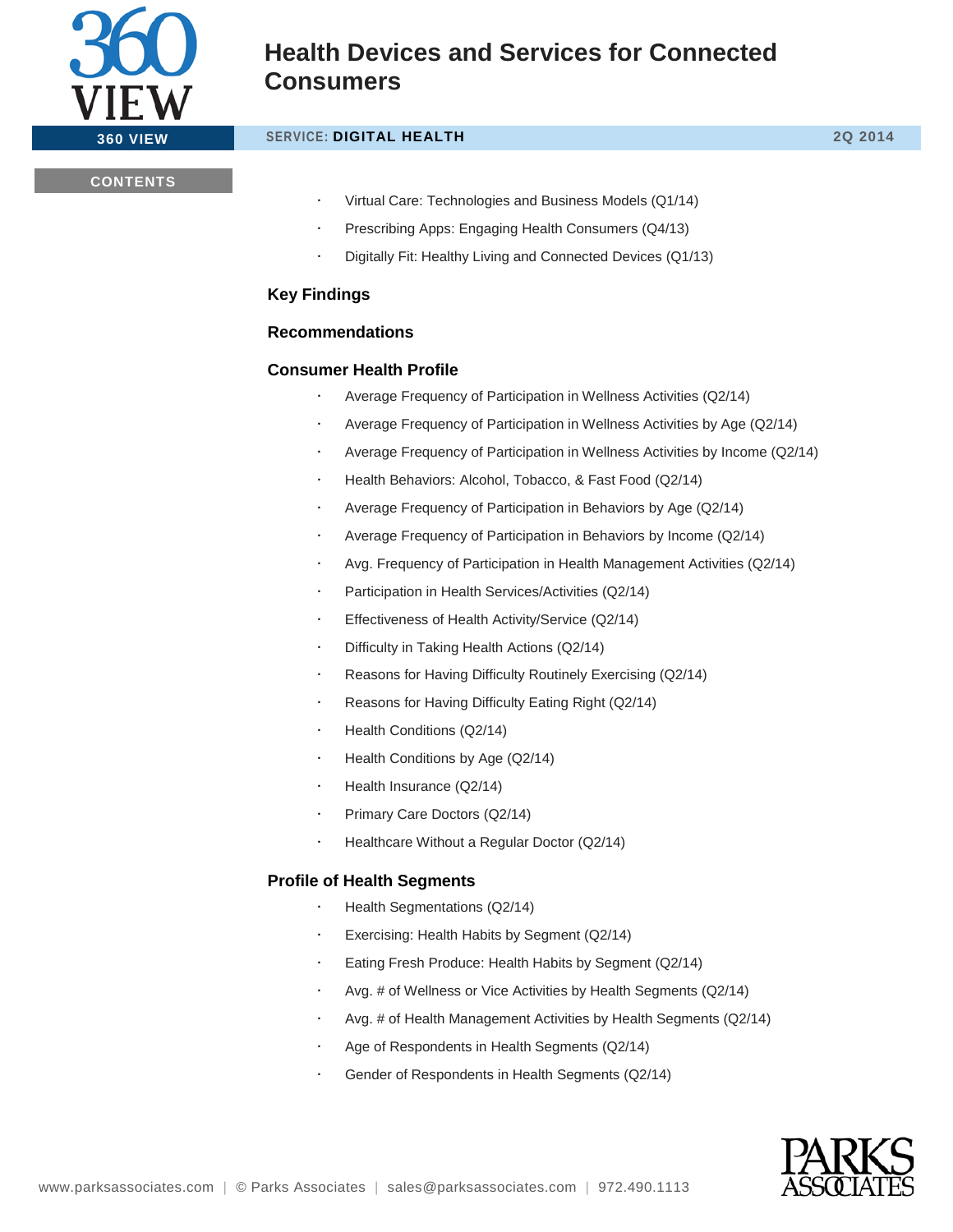- Virtual Care: Technologies and Business Models (Q1/14)
- Prescribing Apps: Engaging Health Consumers (Q4/13)
- Digitally Fit: Healthy Living and Connected Devices (Q1/13)

## Key Findings

## Recommendations

## Consumer Health Profile

- Average Frequency of Participation in Wellness Activities (Q2/14)
- Average Frequency of Participation in Wellness Activities by Age (Q2/14)
- Average Frequency of Participation in Wellness Activities by Income (Q2/14)
- Health Behaviors: Alcohol, Tobacco, & Fast Food (Q2/14)
- Average Frequency of Participation in Behaviors by Age (Q2/14)
- Average Frequency of Participation in Behaviors by Income (Q2/14)
- Avg. Frequency of Participation in Health Management Activities (Q2/14)
- Participation in Health Services/Activities (Q2/14)
- Effectiveness of Health Activity/Service (Q2/14)
- Difficulty in Taking Health Actions (Q2/14)
- Reasons for Having Difficulty Routinely Exercising (Q2/14)
- Reasons for Having Difficulty Eating Right (Q2/14)
- Health Conditions (Q2/14)
- Health Conditions by Age (Q2/14)
- Health Insurance (Q2/14)
- Primary Care Doctors (Q2/14)
- Healthcare Without a Regular Doctor (Q2/14)

## Profile of Health Segments

- Health Segmentations (Q2/14)
- Exercising: Health Habits by Segment (Q2/14)
- Eating Fresh Produce: Health Habits by Segment (Q2/14)
- Avg. # of Wellness or Vice Activities by Health Segments (Q2/14)
- Avg. # of Health Management Activities by Health Segments (Q2/14)
- Age of Respondents in Health Segments (Q2/14)
- Gender of Respondents in Health Segments (Q2/14)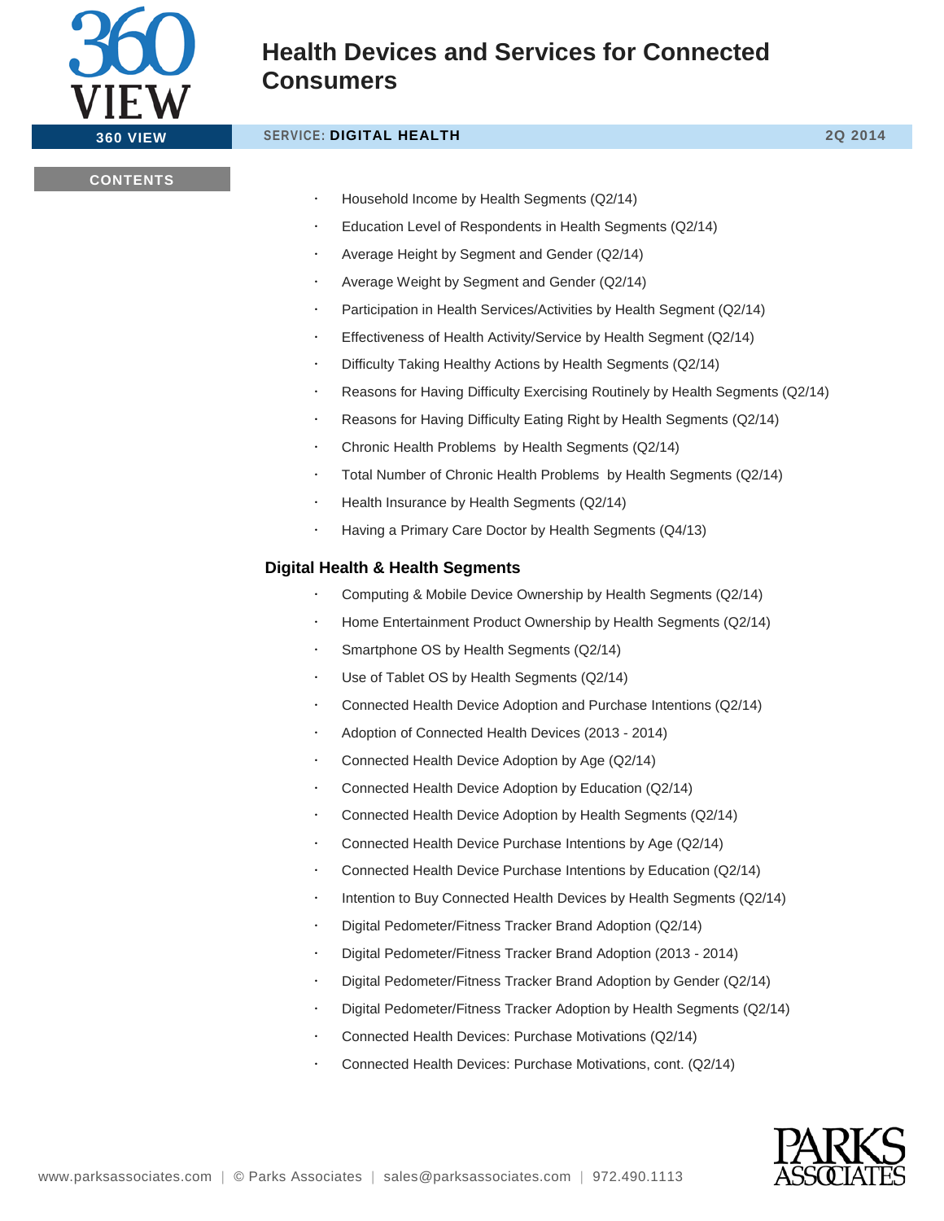# Health Devices and Services for Connected Consumers

**360 VIEW** | SERVICE: **DIGITAL HEALTH** | 2Q 2014

**CONTENTS**

- Household Income by Health Segments (Q2/14)
- Education Level of Respondents in Health Segments (Q2/14)
- Average Height by Segment and Gender (Q2/14)
- Average Weight by Segment and Gender (Q2/14)
- Participation in Health Services/Activities by Health Segment (Q2/14)
- Effectiveness of Health Activity/Service by Health Segment (Q2/14)
- Difficulty Taking Healthy Actions by Health Segments (Q2/14)
- Reasons for Having Difficulty Exercising Routinely by Health Segments (Q2/14)
- Reasons for Having Difficulty Eating Right by Health Segments (Q2/14)
- Chronic Health Problems by Health Segments (Q2/14)
- Total Number of Chronic Health Problems by Health Segments (Q2/14)
- Health Insurance by Health Segments (Q2/14)
- Having a Primary Care Doctor by Health Segments (Q4/13)

## Digital Health & Health Segments

- Computing & Mobile Device Ownership by Health Segments (Q2/14)
- Home Entertainment Product Ownership by Health Segments (Q2/14)
- Smartphone OS by Health Segments (Q2/14)
- Use of Tablet OS by Health Segments (Q2/14)
- Connected Health Device Adoption and Purchase Intentions (Q2/14)
- Adoption of Connected Health Devices (2013 - 2014)
- Connected Health Device Adoption by Age (Q2/14)
- Connected Health Device Adoption by Education (Q2/14)
- Connected Health Device Adoption by Health Segments (Q2/14)
- Connected Health Device Purchase Intentions by Age (Q2/14)
- Connected Health Device Purchase Intentions by Education (Q2/14)
- Intention to Buy Connected Health Devices by Health Segments (Q2/14)
- Digital Pedometer/Fitness Tracker Brand Adoption (Q2/14)
- Digital Pedometer/Fitness Tracker Brand Adoption (2013 - 2014)
- Digital Pedometer/Fitness Tracker Brand Adoption by Gender (Q2/14)
- Digital Pedometer/Fitness Tracker Adoption by Health Segments (Q2/14)
- Connected Health Devices: Purchase Motivations (Q2/14)
- Connected Health Devices: Purchase Motivations, cont. (Q2/14)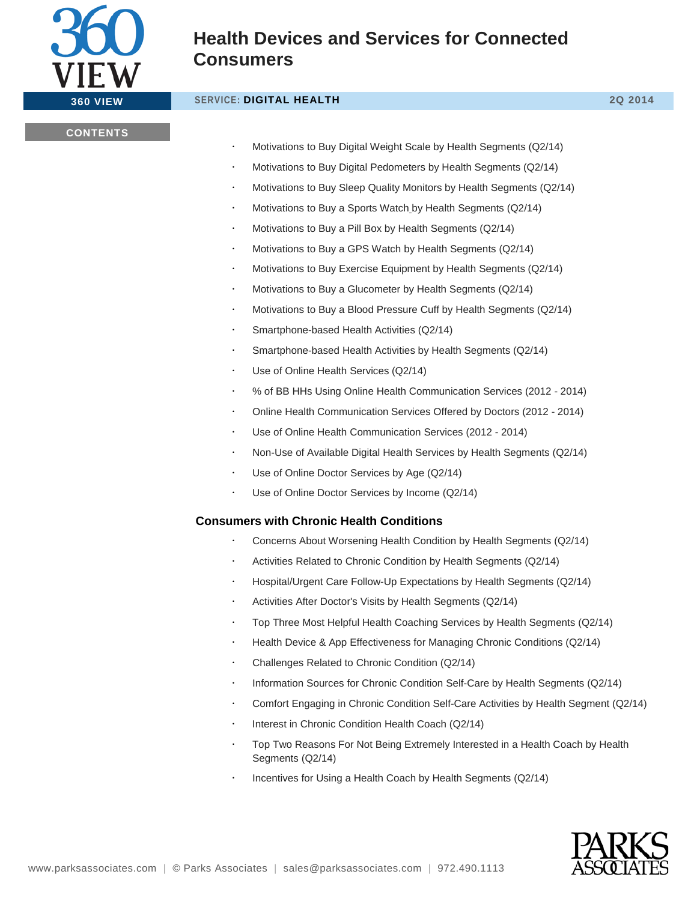- Motivations to Buy Digital Weight Scale by Health Segments (Q2/14)
- Motivations to Buy Digital Pedometers by Health Segments (Q2/14)
- Motivations to Buy Sleep Quality Monitors by Health Segments (Q2/14)
- Motivations to Buy a Sports Watch by Health Segments (Q2/14)
- Motivations to Buy a Pill Box by Health Segments (Q2/14)
- Motivations to Buy a GPS Watch by Health Segments (Q2/14)
- Motivations to Buy Exercise Equipment by Health Segments (Q2/14)
- Motivations to Buy a Glucometer by Health Segments (Q2/14)
- Motivations to Buy a Blood Pressure Cuff by Health Segments (Q2/14)
- Smartphone-based Health Activities (Q2/14)
- Smartphone-based Health Activities by Health Segments (Q2/14)
- Use of Online Health Services (Q2/14)
- % of BB HHs Using Online Health Communication Services (2012 - 2014)
- Online Health Communication Services Offered by Doctors (2012 - 2014)
- Use of Online Health Communication Services (2012 - 2014)
- Non-Use of Available Digital Health Services by Health Segments (Q2/14)
- Use of Online Doctor Services by Age (Q2/14)
- Use of Online Doctor Services by Income (Q2/14)

### Consumers with Chronic Health Conditions

- Concerns About Worsening Health Condition by Health Segments (Q2/14)
- Activities Related to Chronic Condition by Health Segments (Q2/14)
- Hospital/Urgent Care Follow-Up Expectations by Health Segments (Q2/14)
- Activities After Doctor's Visits by Health Segments (Q2/14)
- Top Three Most Helpful Health Coaching Services by Health Segments (Q2/14)
- Health Device & App Effectiveness for Managing Chronic Conditions (Q2/14)
- Challenges Related to Chronic Condition (Q2/14)
- Information Sources for Chronic Condition Self-Care by Health Segments (Q2/14)
- Comfort Engaging in Chronic Condition Self-Care Activities by Health Segment (Q2/14)
- Interest in Chronic Condition Health Coach (Q2/14)
- Top Two Reasons For Not Being Extremely Interested in a Health Coach by Health Segments (Q2/14)
- Incentives for Using a Health Coach by Health Segments (Q2/14)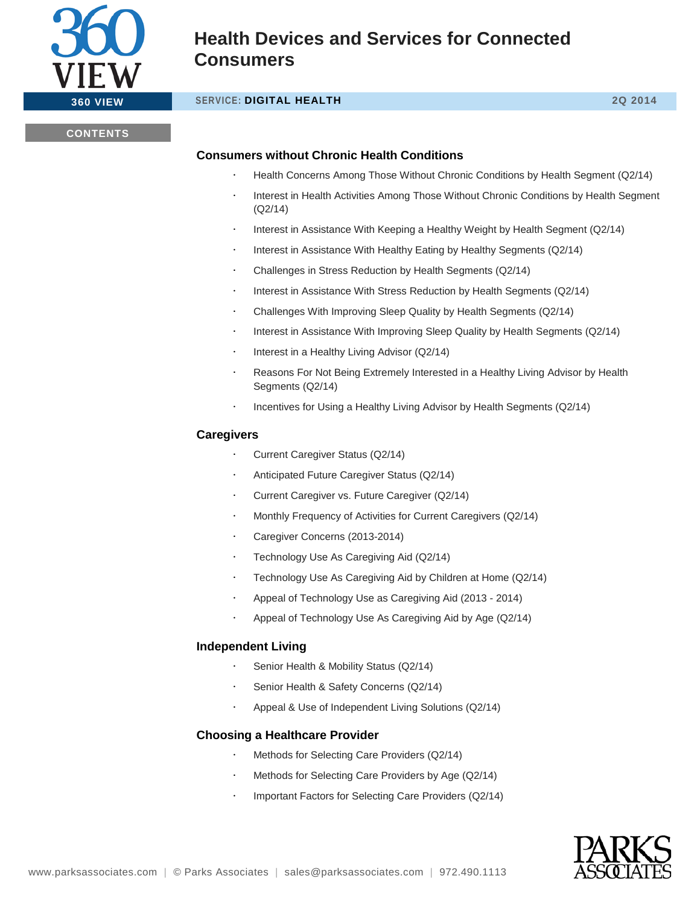# Health Devices and Services for Connected Consumers

**SERVICE: DIGITAL HEALTH** — **2Q 2014**

**CONTENTS**

## Consumers without Chronic Health Conditions

- Health Concerns Among Those Without Chronic Conditions by Health Segment (Q2/14)
- Interest in Health Activities Among Those Without Chronic Conditions by Health Segment (Q2/14)
- Interest in Assistance With Keeping a Healthy Weight by Health Segment (Q2/14)
- Interest in Assistance With Healthy Eating by Healthy Segments (Q2/14)
- Challenges in Stress Reduction by Health Segments (Q2/14)
- Interest in Assistance With Stress Reduction by Health Segments (Q2/14)
- Challenges With Improving Sleep Quality by Health Segments (Q2/14)
- Interest in Assistance With Improving Sleep Quality by Health Segments (Q2/14)
- Interest in a Healthy Living Advisor (Q2/14)
- Reasons For Not Being Extremely Interested in a Healthy Living Advisor by Health Segments (Q2/14)
- Incentives for Using a Healthy Living Advisor by Health Segments (Q2/14)

## Caregivers

- Current Caregiver Status (Q2/14)
- Anticipated Future Caregiver Status (Q2/14)
- Current Caregiver vs. Future Caregiver (Q2/14)
- Monthly Frequency of Activities for Current Caregivers (Q2/14)
- Caregiver Concerns (2013-2014)
- Technology Use As Caregiving Aid (Q2/14)
- Technology Use As Caregiving Aid by Children at Home (Q2/14)
- Appeal of Technology Use as Caregiving Aid (2013 - 2014)
- Appeal of Technology Use As Caregiving Aid by Age (Q2/14)

## Independent Living

- Senior Health & Mobility Status (Q2/14)
- Senior Health & Safety Concerns (Q2/14)
- Appeal & Use of Independent Living Solutions (Q2/14)

## Choosing a Healthcare Provider

- Methods for Selecting Care Providers (Q2/14)
- Methods for Selecting Care Providers by Age (Q2/14)
- Important Factors for Selecting Care Providers (Q2/14)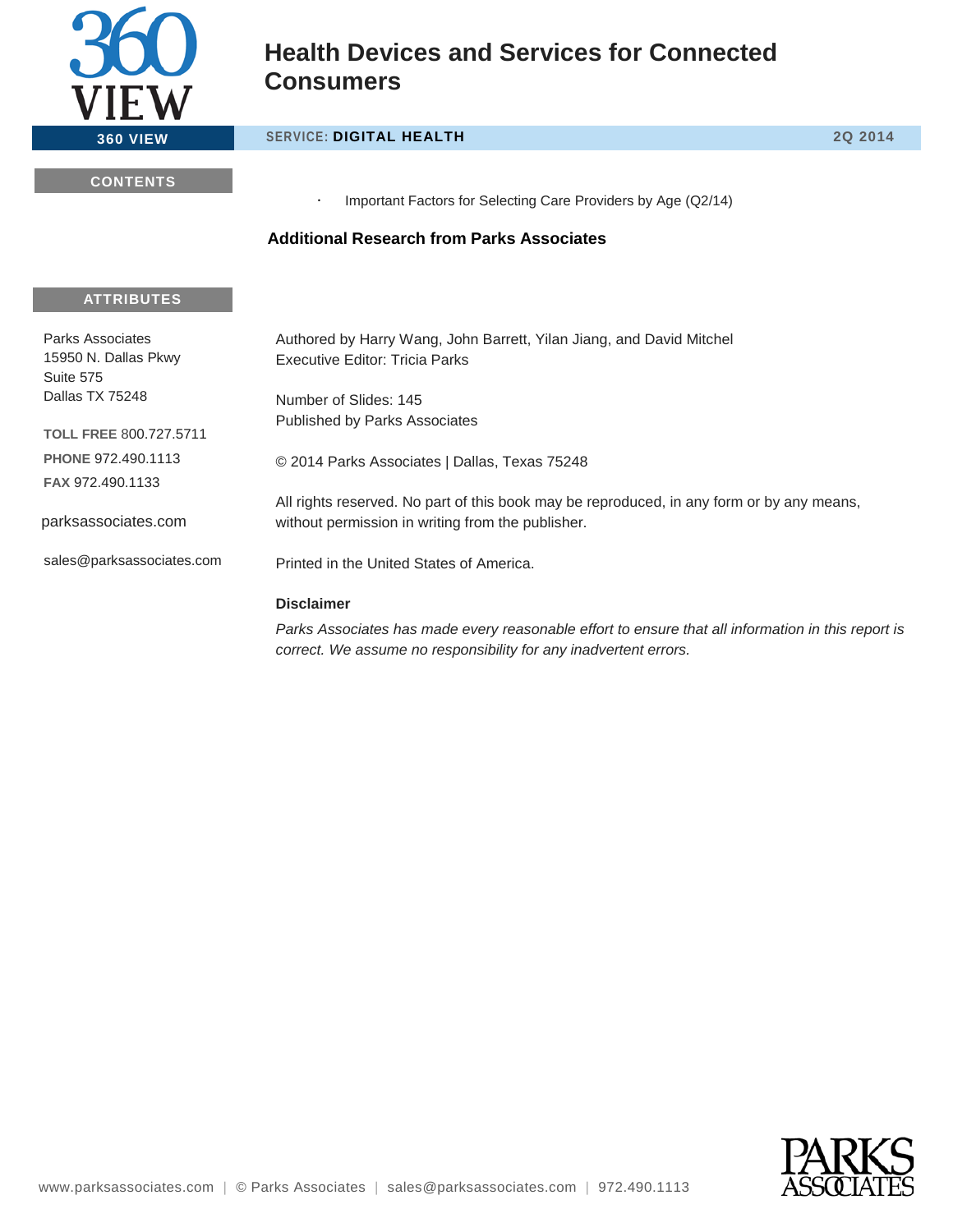# Health Devices and Services for Connected Consumers

**360 VIEW** | SERVICE: **DIGITAL HEALTH** | 2Q 2014

**CONTENTS**

- Important Factors for Selecting Care Providers by Age (Q2/14)

**Additional Research from Parks Associates**

**ATTRIBUTES**

Parks Associates
15950 N. Dallas Pkwy
Suite 575
Dallas TX 75248

**TOLL FREE** 800.727.5711
**PHONE** 972.490.1113
**FAX** 972.490.1133

parksassociates.com

sales@parksassociates.com

Authored by Harry Wang, John Barrett, Yilan Jiang, and David Mitchel
Executive Editor: Tricia Parks

Number of Slides: 145
Published by Parks Associates

© 2014 Parks Associates | Dallas, Texas 75248

All rights reserved. No part of this book may be reproduced, in any form or by any means, without permission in writing from the publisher.

Printed in the United States of America.

**Disclaimer**

*Parks Associates has made every reasonable effort to ensure that all information in this report is correct. We assume no responsibility for any inadvertent errors.*